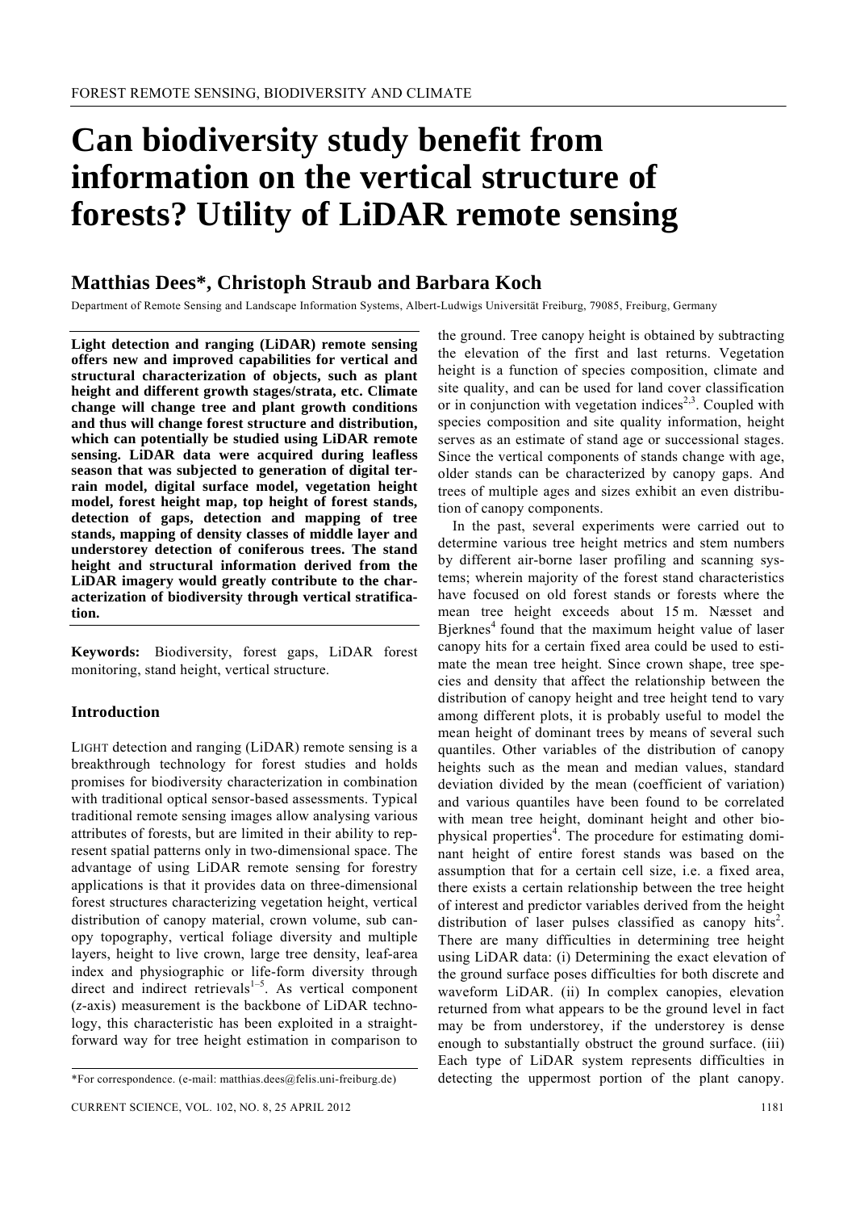FOREST REMOTE SENSING, BIODIVERSITY AND CLIMATE

# Can biodiversity study benefit from information on the vertical structure of forests? Utility of LiDAR remote sensing

## Matthias Dees*, Christoph Straub and Barbara Koch

Department of Remote Sensing and Landscape Information Systems, Albert-Ludwigs Universität Freiburg, 79085, Freiburg, Germany

**Light detection and ranging (LiDAR) remote sensing offers new and improved capabilities for vertical and structural characterization of objects, such as plant height and different growth stages/strata, etc. Climate change will change tree and plant growth conditions and thus will change forest structure and distribution, which can potentially be studied using LiDAR remote sensing. LiDAR data were acquired during leafless season that was subjected to generation of digital terrain model, digital surface model, vegetation height model, forest height map, top height of forest stands, detection of gaps, detection and mapping of tree stands, mapping of density classes of middle layer and understorey detection of coniferous trees. The stand height and structural information derived from the LiDAR imagery would greatly contribute to the characterization of biodiversity through vertical stratification.**

**Keywords:** Biodiversity, forest gaps, LiDAR forest monitoring, stand height, vertical structure.

### Introduction

LIGHT detection and ranging (LiDAR) remote sensing is a breakthrough technology for forest studies and holds promises for biodiversity characterization in combination with traditional optical sensor-based assessments. Typical traditional remote sensing images allow analysing various attributes of forests, but are limited in their ability to represent spatial patterns only in two-dimensional space. The advantage of using LiDAR remote sensing for forestry applications is that it provides data on three-dimensional forest structures characterizing vegetation height, vertical distribution of canopy material, crown volume, sub canopy topography, vertical foliage diversity and multiple layers, height to live crown, large tree density, leaf-area index and physiographic or life-form diversity through direct and indirect retrievals[1–5]. As vertical component (*z*-axis) measurement is the backbone of LiDAR technology, this characteristic has been exploited in a straightforward way for tree height estimation in comparison to the ground. Tree canopy height is obtained by subtracting the elevation of the first and last returns. Vegetation height is a function of species composition, climate and site quality, and can be used for land cover classification or in conjunction with vegetation indices[2,3]. Coupled with species composition and site quality information, height serves as an estimate of stand age or successional stages. Since the vertical components of stands change with age, older stands can be characterized by canopy gaps. And trees of multiple ages and sizes exhibit an even distribution of canopy components.

In the past, several experiments were carried out to determine various tree height metrics and stem numbers by different air-borne laser profiling and scanning systems; wherein majority of the forest stand characteristics have focused on old forest stands or forests where the mean tree height exceeds about 15 m. Næsset and Bjerknes[4] found that the maximum height value of laser canopy hits for a certain fixed area could be used to estimate the mean tree height. Since crown shape, tree species and density that affect the relationship between the distribution of canopy height and tree height tend to vary among different plots, it is probably useful to model the mean height of dominant trees by means of several such quantiles. Other variables of the distribution of canopy heights such as the mean and median values, standard deviation divided by the mean (coefficient of variation) and various quantiles have been found to be correlated with mean tree height, dominant height and other biophysical properties[4]. The procedure for estimating dominant height of entire forest stands was based on the assumption that for a certain cell size, i.e. a fixed area, there exists a certain relationship between the tree height of interest and predictor variables derived from the height distribution of laser pulses classified as canopy hits[2]. There are many difficulties in determining tree height using LiDAR data: (i) Determining the exact elevation of the ground surface poses difficulties for both discrete and waveform LiDAR. (ii) In complex canopies, elevation returned from what appears to be the ground level in fact may be from understorey, if the understorey is dense enough to substantially obstruct the ground surface. (iii) Each type of LiDAR system represents difficulties in detecting the uppermost portion of the plant canopy.

*For correspondence. (e-mail: matthias.dees@felis.uni-freiburg.de)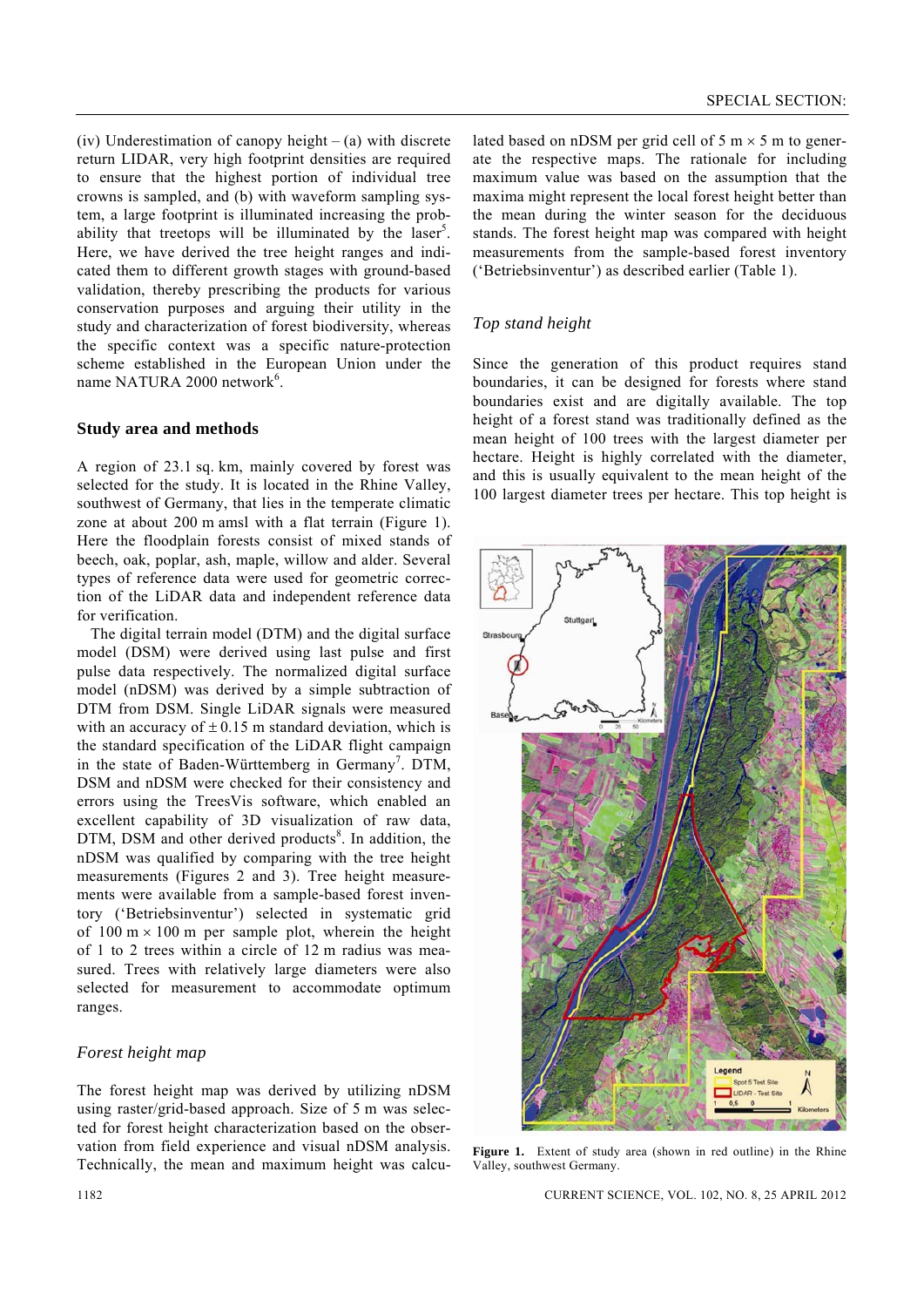(iv) Underestimation of canopy height – (a) with discrete return LIDAR, very high footprint densities are required to ensure that the highest portion of individual tree crowns is sampled, and (b) with waveform sampling system, a large footprint is illuminated increasing the probability that treetops will be illuminated by the laser[5]. Here, we have derived the tree height ranges and indicated them to different growth stages with ground-based validation, thereby prescribing the products for various conservation purposes and arguing their utility in the study and characterization of forest biodiversity, whereas the specific context was a specific nature-protection scheme established in the European Union under the name NATURA 2000 network[6].

## Study area and methods

A region of 23.1 sq. km, mainly covered by forest was selected for the study. It is located in the Rhine Valley, southwest of Germany, that lies in the temperate climatic zone at about 200 m amsl with a flat terrain (Figure 1). Here the floodplain forests consist of mixed stands of beech, oak, poplar, ash, maple, willow and alder. Several types of reference data were used for geometric correction of the LiDAR data and independent reference data for verification.

The digital terrain model (DTM) and the digital surface model (DSM) were derived using last pulse and first pulse data respectively. The normalized digital surface model (nDSM) was derived by a simple subtraction of DTM from DSM. Single LiDAR signals were measured with an accuracy of $\pm 0.15$ m standard deviation, which is the standard specification of the LiDAR flight campaign in the state of Baden-Württemberg in Germany[7]. DTM, DSM and nDSM were checked for their consistency and errors using the TreesVis software, which enabled an excellent capability of 3D visualization of raw data, DTM, DSM and other derived products[8]. In addition, the nDSM was qualified by comparing with the tree height measurements (Figures 2 and 3). Tree height measurements were available from a sample-based forest inventory ('Betriebsinventur') selected in systematic grid of 100 m $\times$ 100 m per sample plot, wherein the height of 1 to 2 trees within a circle of 12 m radius was measured. Trees with relatively large diameters were also selected for measurement to accommodate optimum ranges.

### *Forest height map*

The forest height map was derived by utilizing nDSM using raster/grid-based approach. Size of 5 m was selected for forest height characterization based on the observation from field experience and visual nDSM analysis. Technically, the mean and maximum height was calculated based on nDSM per grid cell of 5 m $\times$ 5 m to generate the respective maps. The rationale for including maximum value was based on the assumption that the maxima might represent the local forest height better than the mean during the winter season for the deciduous stands. The forest height map was compared with height measurements from the sample-based forest inventory ('Betriebsinventur') as described earlier (Table 1).

### *Top stand height*

Since the generation of this product requires stand boundaries, it can be designed for forests where stand boundaries exist and are digitally available. The top height of a forest stand was traditionally defined as the mean height of 100 trees with the largest diameter per hectare. Height is highly correlated with the diameter, and this is usually equivalent to the mean height of the 100 largest diameter trees per hectare. This top height is

**Figure 1.** Extent of study area (shown in red outline) in the Rhine Valley, southwest Germany.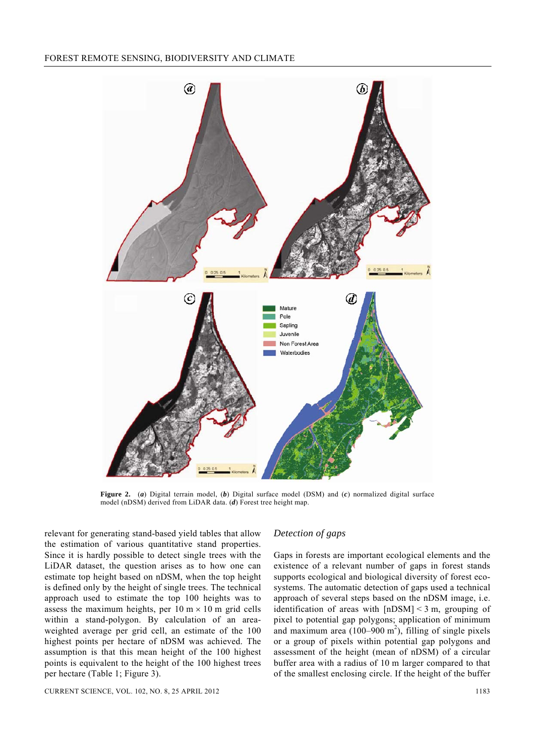**Figure 2.** (***a***) Digital terrain model, (***b***) Digital surface model (DSM) and (***c***) normalized digital surface model (nDSM) derived from LiDAR data. (***d***) Forest tree height map.

relevant for generating stand-based yield tables that allow the estimation of various quantitative stand properties. Since it is hardly possible to detect single trees with the LiDAR dataset, the question arises as to how one can estimate top height based on nDSM, when the top height is defined only by the height of single trees. The technical approach used to estimate the top 100 heights was to assess the maximum heights, per 10 m × 10 m grid cells within a stand-polygon. By calculation of an area-weighted average per grid cell, an estimate of the 100 highest points per hectare of nDSM was achieved. The assumption is that this mean height of the 100 highest points is equivalent to the height of the 100 highest trees per hectare (Table 1; Figure 3).

### *Detection of gaps*

Gaps in forests are important ecological elements and the existence of a relevant number of gaps in forest stands supports ecological and biological diversity of forest ecosystems. The automatic detection of gaps used a technical approach of several steps based on the nDSM image, i.e. identification of areas with [nDSM] < 3 m, grouping of pixel to potential gap polygons; application of minimum and maximum area (100–900 $m^2$), filling of single pixels or a group of pixels within potential gap polygons and assessment of the height (mean of nDSM) of a circular buffer area with a radius of 10 m larger compared to that of the smallest enclosing circle. If the height of the buffer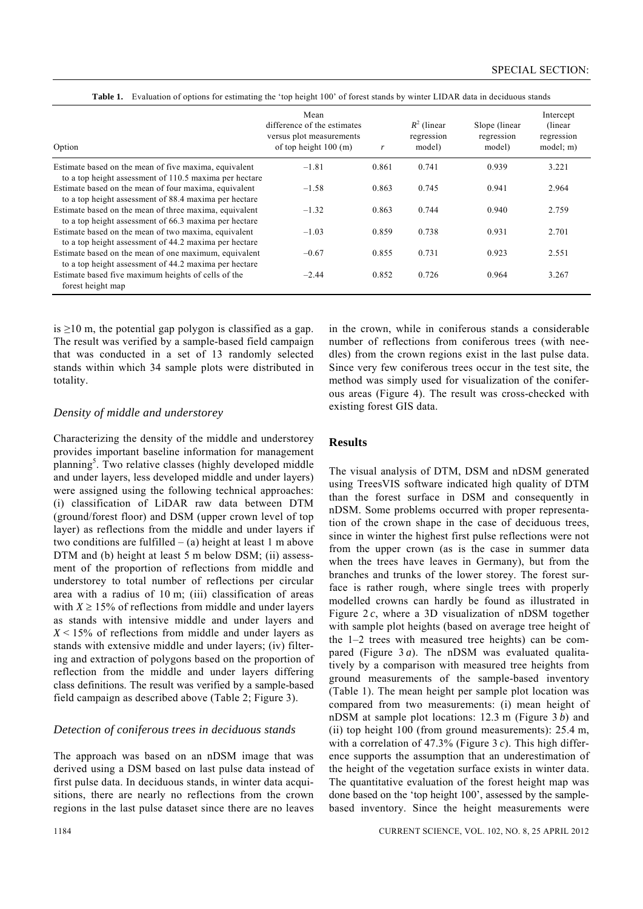**Table 1.** Evaluation of options for estimating the 'top height 100' of forest stands by winter LIDAR data in deciduous stands

| Option | Mean difference of the estimates versus plot measurements of top height 100 (m) | $r$ | $R^2$ (linear regression model) | Slope (linear regression model) | Intercept (linear regression model; m) |
|---|---|---|---|---|---|
| Estimate based on the mean of five maxima, equivalent to a top height assessment of 110.5 maxima per hectare | –1.81 | 0.861 | 0.741 | 0.939 | 3.221 |
| Estimate based on the mean of four maxima, equivalent to a top height assessment of 88.4 maxima per hectare | –1.58 | 0.863 | 0.745 | 0.941 | 2.964 |
| Estimate based on the mean of three maxima, equivalent to a top height assessment of 66.3 maxima per hectare | –1.32 | 0.863 | 0.744 | 0.940 | 2.759 |
| Estimate based on the mean of two maxima, equivalent to a top height assessment of 44.2 maxima per hectare | –1.03 | 0.859 | 0.738 | 0.931 | 2.701 |
| Estimate based on the mean of one maximum, equivalent to a top height assessment of 44.2 maxima per hectare | –0.67 | 0.855 | 0.731 | 0.923 | 2.551 |
| Estimate based five maximum heights of cells of the forest height map | –2.44 | 0.852 | 0.726 | 0.964 | 3.267 |

is ≥10 m, the potential gap polygon is classified as a gap. The result was verified by a sample-based field campaign that was conducted in a set of 13 randomly selected stands within which 34 sample plots were distributed in totality.

### *Density of middle and understorey*

Characterizing the density of the middle and understorey provides important baseline information for management planning[5]. Two relative classes (highly developed middle and under layers, less developed middle and under layers) were assigned using the following technical approaches: (i) classification of LiDAR raw data between DTM (ground/forest floor) and DSM (upper crown level of top layer) as reflections from the middle and under layers if two conditions are fulfilled – (a) height at least 1 m above DTM and (b) height at least 5 m below DSM; (ii) assessment of the proportion of reflections from middle and understorey to total number of reflections per circular area with a radius of 10 m; (iii) classification of areas with $X \geq 15\%$ of reflections from middle and under layers as stands with intensive middle and under layers and $X < 15\%$ of reflections from middle and under layers as stands with extensive middle and under layers; (iv) filtering and extraction of polygons based on the proportion of reflection from the middle and under layers differing class definitions. The result was verified by a sample-based field campaign as described above (Table 2; Figure 3).

### *Detection of coniferous trees in deciduous stands*

The approach was based on an nDSM image that was derived using a DSM based on last pulse data instead of first pulse data. In deciduous stands, in winter data acquisitions, there are nearly no reflections from the crown regions in the last pulse dataset since there are no leaves in the crown, while in coniferous stands a considerable number of reflections from coniferous trees (with needles) from the crown regions exist in the last pulse data. Since very few coniferous trees occur in the test site, the method was simply used for visualization of the coniferous areas (Figure 4). The result was cross-checked with existing forest GIS data.

## Results

The visual analysis of DTM, DSM and nDSM generated using TreesVIS software indicated high quality of DTM than the forest surface in DSM and consequently in nDSM. Some problems occurred with proper representation of the crown shape in the case of deciduous trees, since in winter the highest first pulse reflections were not from the upper crown (as is the case in summer data when the trees have leaves in Germany), but from the branches and trunks of the lower storey. The forest surface is rather rough, where single trees with properly modelled crowns can hardly be found as illustrated in Figure 2 *c*, where a 3D visualization of nDSM together with sample plot heights (based on average tree height of the 1–2 trees with measured tree heights) can be compared (Figure 3 *a*). The nDSM was evaluated qualitatively by a comparison with measured tree heights from ground measurements of the sample-based inventory (Table 1). The mean height per sample plot location was compared from two measurements: (i) mean height of nDSM at sample plot locations: 12.3 m (Figure 3 *b*) and (ii) top height 100 (from ground measurements): 25.4 m, with a correlation of 47.3% (Figure 3 *c*). This high difference supports the assumption that an underestimation of the height of the vegetation surface exists in winter data. The quantitative evaluation of the forest height map was done based on the 'top height 100', assessed by the sample-based inventory. Since the height measurements were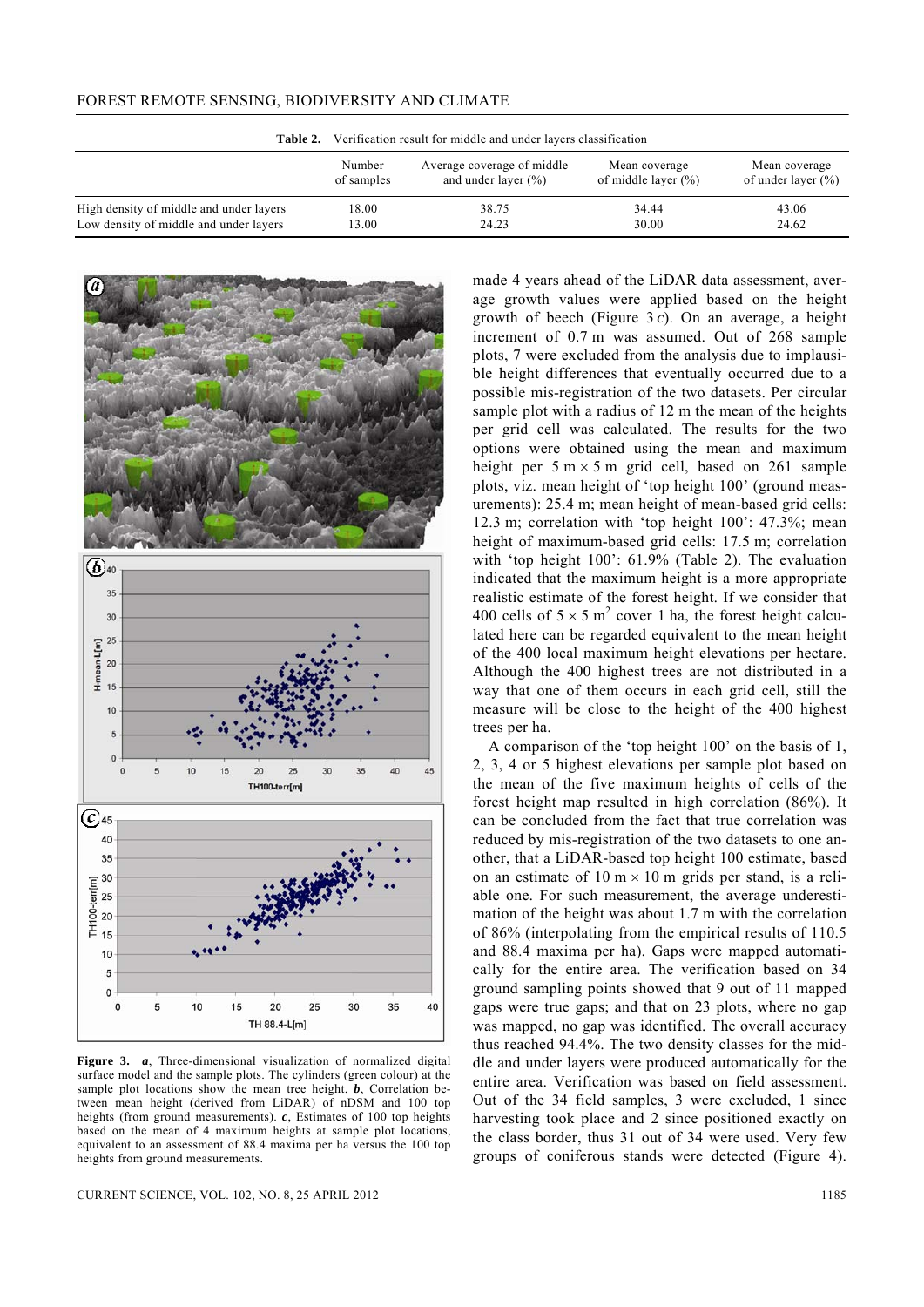**Table 2.** Verification result for middle and under layers classification

| | Number of samples | Average coverage of middle and under layer (%) | Mean coverage of middle layer (%) | Mean coverage of under layer (%) |
|---|---|---|---|---|
| High density of middle and under layers | 18.00 | 38.75 | 34.44 | 43.06 |
| Low density of middle and under layers | 13.00 | 24.23 | 30.00 | 24.62 |

**Figure 3.** ***a***, Three-dimensional visualization of normalized digital surface model and the sample plots. The cylinders (green colour) at the sample plot locations show the mean tree height. ***b***, Correlation between mean height (derived from LiDAR) of nDSM and 100 top heights (from ground measurements). ***c***, Estimates of 100 top heights based on the mean of 4 maximum heights at sample plot locations, equivalent to an assessment of 88.4 maxima per ha versus the 100 top heights from ground measurements.

made 4 years ahead of the LiDAR data assessment, average growth values were applied based on the height growth of beech (Figure 3*c*). On an average, a height increment of 0.7 m was assumed. Out of 268 sample plots, 7 were excluded from the analysis due to implausible height differences that eventually occurred due to a possible mis-registration of the two datasets. Per circular sample plot with a radius of 12 m the mean of the heights per grid cell was calculated. The results for the two options were obtained using the mean and maximum height per $5 \text{ m} \times 5 \text{ m}$ grid cell, based on 261 sample plots, viz. mean height of 'top height 100' (ground measurements): 25.4 m; mean height of mean-based grid cells: 12.3 m; correlation with 'top height 100': 47.3%; mean height of maximum-based grid cells: 17.5 m; correlation with 'top height 100': 61.9% (Table 2). The evaluation indicated that the maximum height is a more appropriate realistic estimate of the forest height. If we consider that 400 cells of $5 \times 5 \text{ m}^2$ cover 1 ha, the forest height calculated here can be regarded equivalent to the mean height of the 400 local maximum height elevations per hectare. Although the 400 highest trees are not distributed in a way that one of them occurs in each grid cell, still the measure will be close to the height of the 400 highest trees per ha.

A comparison of the 'top height 100' on the basis of 1, 2, 3, 4 or 5 highest elevations per sample plot based on the mean of the five maximum heights of cells of the forest height map resulted in high correlation (86%). It can be concluded from the fact that true correlation was reduced by mis-registration of the two datasets to one another, that a LiDAR-based top height 100 estimate, based on an estimate of $10 \text{ m} \times 10 \text{ m}$ grids per stand, is a reliable one. For such measurement, the average underestimation of the height was about 1.7 m with the correlation of 86% (interpolating from the empirical results of 110.5 and 88.4 maxima per ha). Gaps were mapped automatically for the entire area. The verification based on 34 ground sampling points showed that 9 out of 11 mapped gaps were true gaps; and that on 23 plots, where no gap was mapped, no gap was identified. The overall accuracy thus reached 94.4%. The two density classes for the middle and under layers were produced automatically for the entire area. Verification was based on field assessment. Out of the 34 field samples, 3 were excluded, 1 since harvesting took place and 2 since positioned exactly on the class border, thus 31 out of 34 were used. Very few groups of coniferous stands were detected (Figure 4).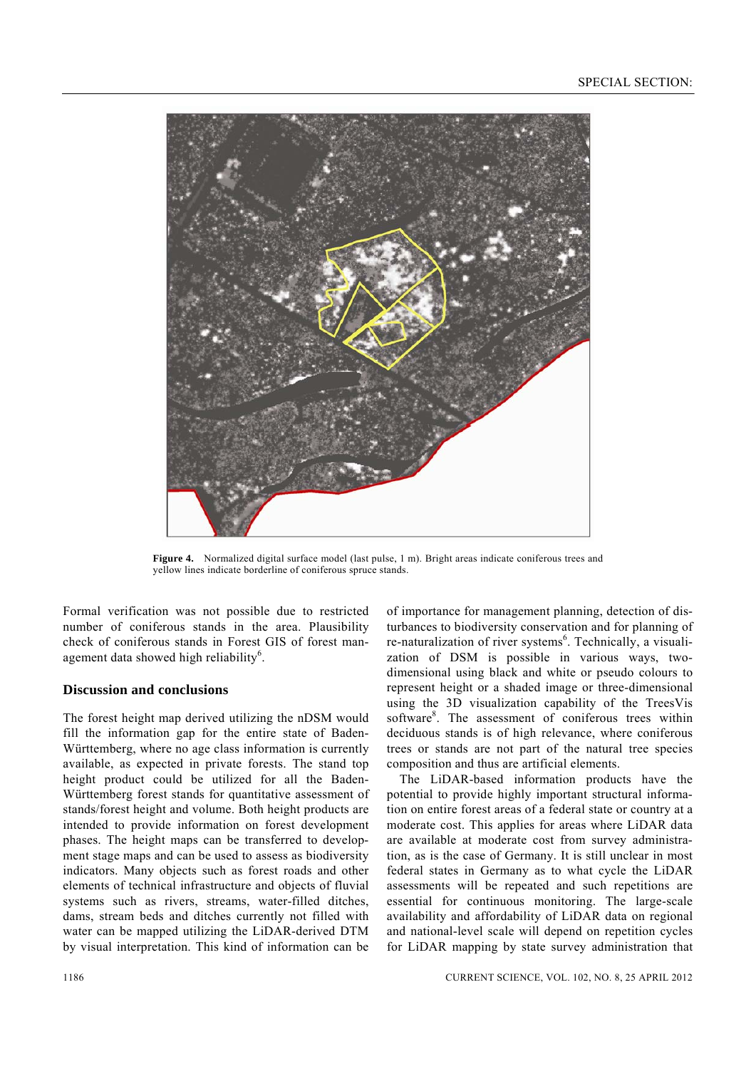**Figure 4.** Normalized digital surface model (last pulse, 1 m). Bright areas indicate coniferous trees and yellow lines indicate borderline of coniferous spruce stands.

Formal verification was not possible due to restricted number of coniferous stands in the area. Plausibility check of coniferous stands in Forest GIS of forest management data showed high reliability[6].

## Discussion and conclusions

The forest height map derived utilizing the nDSM would fill the information gap for the entire state of Baden-Württemberg, where no age class information is currently available, as expected in private forests. The stand top height product could be utilized for all the Baden-Württemberg forest stands for quantitative assessment of stands/forest height and volume. Both height products are intended to provide information on forest development phases. The height maps can be transferred to development stage maps and can be used to assess as biodiversity indicators. Many objects such as forest roads and other elements of technical infrastructure and objects of fluvial systems such as rivers, streams, water-filled ditches, dams, stream beds and ditches currently not filled with water can be mapped utilizing the LiDAR-derived DTM by visual interpretation. This kind of information can be of importance for management planning, detection of disturbances to biodiversity conservation and for planning of re-naturalization of river systems[6]. Technically, a visualization of DSM is possible in various ways, two-dimensional using black and white or pseudo colours to represent height or a shaded image or three-dimensional using the 3D visualization capability of the TreesVis software[8]. The assessment of coniferous trees within deciduous stands is of high relevance, where coniferous trees or stands are not part of the natural tree species composition and thus are artificial elements.

The LiDAR-based information products have the potential to provide highly important structural information on entire forest areas of a federal state or country at a moderate cost. This applies for areas where LiDAR data are available at moderate cost from survey administration, as is the case of Germany. It is still unclear in most federal states in Germany as to what cycle the LiDAR assessments will be repeated and such repetitions are essential for continuous monitoring. The large-scale availability and affordability of LiDAR data on regional and national-level scale will depend on repetition cycles for LiDAR mapping by state survey administration that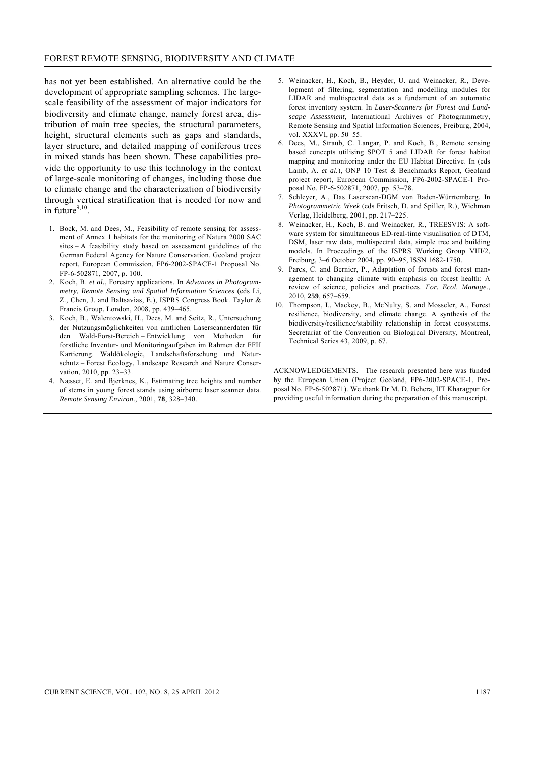has not yet been established. An alternative could be the development of appropriate sampling schemes. The large-scale feasibility of the assessment of major indicators for biodiversity and climate change, namely forest area, distribution of main tree species, the structural parameters, height, structural elements such as gaps and standards, layer structure, and detailed mapping of coniferous trees in mixed stands has been shown. These capabilities provide the opportunity to use this technology in the context of large-scale monitoring of changes, including those due to climate change and the characterization of biodiversity through vertical stratification that is needed for now and in future[9,10].

1. Bock, M. and Dees, M., Feasibility of remote sensing for assessment of Annex 1 habitats for the monitoring of Natura 2000 SAC sites – A feasibility study based on assessment guidelines of the German Federal Agency for Nature Conservation. Geoland project report, European Commission, FP6-2002-SPACE-1 Proposal No. FP-6-502871, 2007, p. 100.
2. Koch, B. *et al.*, Forestry applications. In *Advances in Photogrammetry, Remote Sensing and Spatial Information Sciences* (eds Li, Z., Chen, J. and Baltsavias, E.), ISPRS Congress Book. Taylor & Francis Group, London, 2008, pp. 439–465.
3. Koch, B., Walentowski, H., Dees, M. and Seitz, R., Untersuchung der Nutzungsmöglichkeiten von amtlichen Laserscannerdaten für den Wald-Forst-Bereich – Entwicklung von Methoden für forstliche Inventur- und Monitoringaufgaben im Rahmen der FFH Kartierung. Waldökologie, Landschaftsforschung und Naturschutz – Forest Ecology, Landscape Research and Nature Conservation, 2010, pp. 23–33.
4. Næsset, E. and Bjerknes, K., Estimating tree heights and number of stems in young forest stands using airborne laser scanner data. *Remote Sensing Environ*., 2001, **78**, 328–340.
5. Weinacker, H., Koch, B., Heyder, U. and Weinacker, R., Development of filtering, segmentation and modelling modules for LIDAR and multispectral data as a fundament of an automatic forest inventory system. In *Laser-Scanners for Forest and Landscape Assessment*, International Archives of Photogrammetry, Remote Sensing and Spatial Information Sciences, Freiburg, 2004, vol. XXXVI, pp. 50–55.
6. Dees, M., Straub, C. Langar, P. and Koch, B., Remote sensing based concepts utilising SPOT 5 and LIDAR for forest habitat mapping and monitoring under the EU Habitat Directive. In (eds Lamb, A. *et al.*), ONP 10 Test & Benchmarks Report, Geoland project report, European Commission, FP6-2002-SPACE-1 Proposal No. FP-6-502871, 2007, pp. 53–78.
7. Schleyer, A., Das Laserscan-DGM von Baden-Württemberg. In *Photogrammetric Week* (eds Fritsch, D. and Spiller, R.), Wichman Verlag, Heidelberg, 2001, pp. 217–225.
8. Weinacker, H., Koch, B. and Weinacker, R., TREESVIS: A software system for simultaneous ED-real-time visualisation of DTM, DSM, laser raw data, multispectral data, simple tree and building models. In Proceedings of the ISPRS Working Group VIII/2, Freiburg, 3–6 October 2004, pp. 90–95, ISSN 1682-1750.
9. Parcs, C. and Bernier, P., Adaptation of forests and forest management to changing climate with emphasis on forest health: A review of science, policies and practices. *For. Ecol. Manage.*, 2010, **259**, 657–659.
10. Thompson, I., Mackey, B., McNulty, S. and Mosseler, A., Forest resilience, biodiversity, and climate change. A synthesis of the biodiversity/resilience/stability relationship in forest ecosystems. Secretariat of the Convention on Biological Diversity, Montreal, Technical Series 43, 2009, p. 67.

ACKNOWLEDGEMENTS. The research presented here was funded by the European Union (Project Geoland, FP6-2002-SPACE-1, Proposal No. FP-6-502871). We thank Dr M. D. Behera, IIT Kharagpur for providing useful information during the preparation of this manuscript.